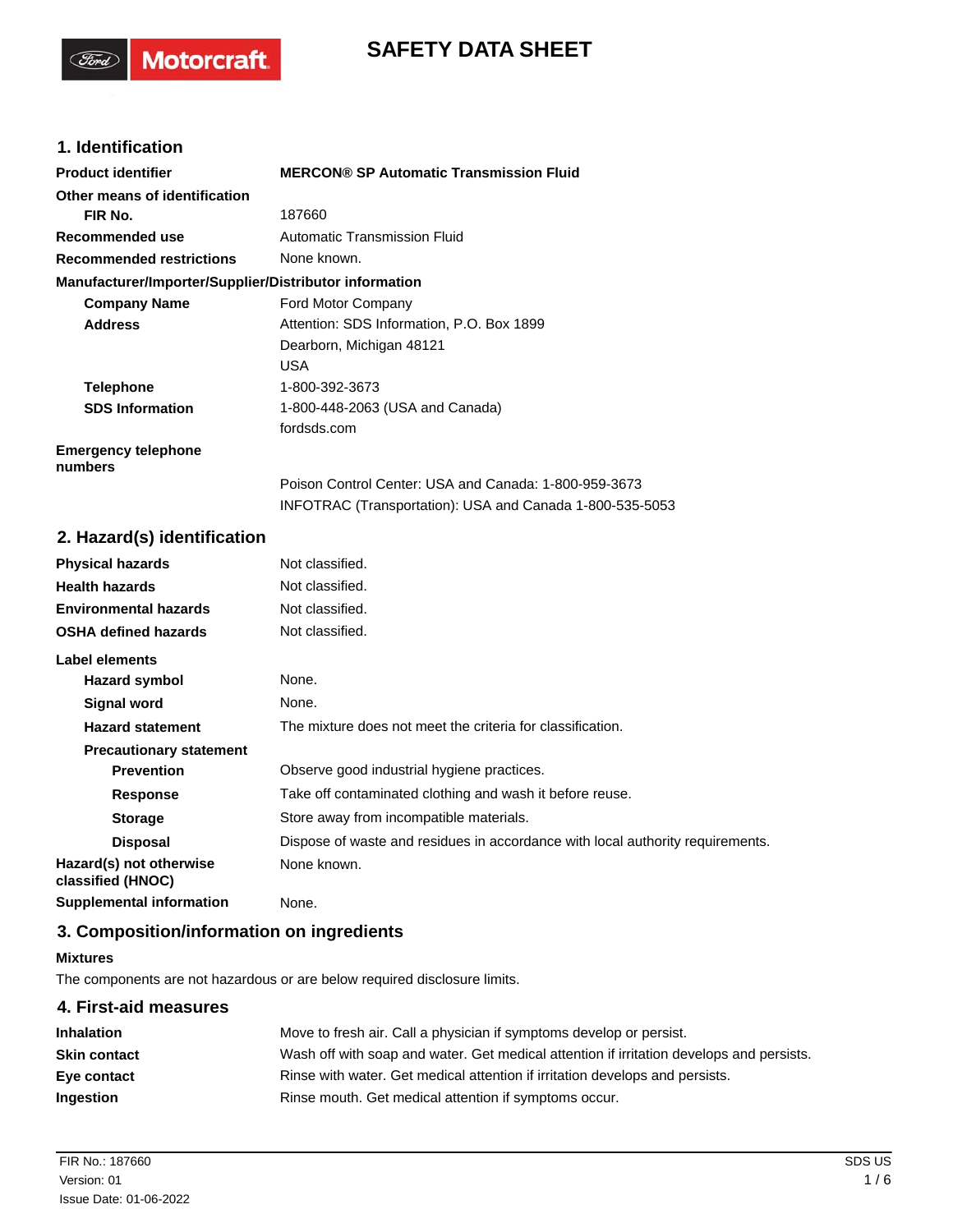# SAFETY DATA SHEET

## 1. Identification

| | |
|---|---|
| **Product identifier** | **MERCON® SP Automatic Transmission Fluid** |
| **Other means of identification** | |
| **FIR No.** | 187660 |
| **Recommended use** | Automatic Transmission Fluid |
| **Recommended restrictions** | None known. |

**Manufacturer/Importer/Supplier/Distributor information**

| | |
|---|---|
| **Company Name** | Ford Motor Company |
| **Address** | Attention: SDS Information, P.O. Box 1899<br>Dearborn, Michigan 48121<br>USA |
| **Telephone** | 1-800-392-3673 |
| **SDS Information** | 1-800-448-2063 (USA and Canada)<br>fordsds.com |
| **Emergency telephone numbers** | Poison Control Center: USA and Canada: 1-800-959-3673<br>INFOTRAC (Transportation): USA and Canada 1-800-535-5053 |

## 2. Hazard(s) identification

| | |
|---|---|
| **Physical hazards** | Not classified. |
| **Health hazards** | Not classified. |
| **Environmental hazards** | Not classified. |
| **OSHA defined hazards** | Not classified. |

**Label elements**

| | |
|---|---|
| **Hazard symbol** | None. |
| **Signal word** | None. |
| **Hazard statement** | The mixture does not meet the criteria for classification. |
| **Precautionary statement** | |
| **Prevention** | Observe good industrial hygiene practices. |
| **Response** | Take off contaminated clothing and wash it before reuse. |
| **Storage** | Store away from incompatible materials. |
| **Disposal** | Dispose of waste and residues in accordance with local authority requirements. |
| **Hazard(s) not otherwise classified (HNOC)** | None known. |
| **Supplemental information** | None. |

## 3. Composition/information on ingredients

**Mixtures**

The components are not hazardous or are below required disclosure limits.

## 4. First-aid measures

| | |
|---|---|
| **Inhalation** | Move to fresh air. Call a physician if symptoms develop or persist. |
| **Skin contact** | Wash off with soap and water. Get medical attention if irritation develops and persists. |
| **Eye contact** | Rinse with water. Get medical attention if irritation develops and persists. |
| **Ingestion** | Rinse mouth. Get medical attention if symptoms occur. |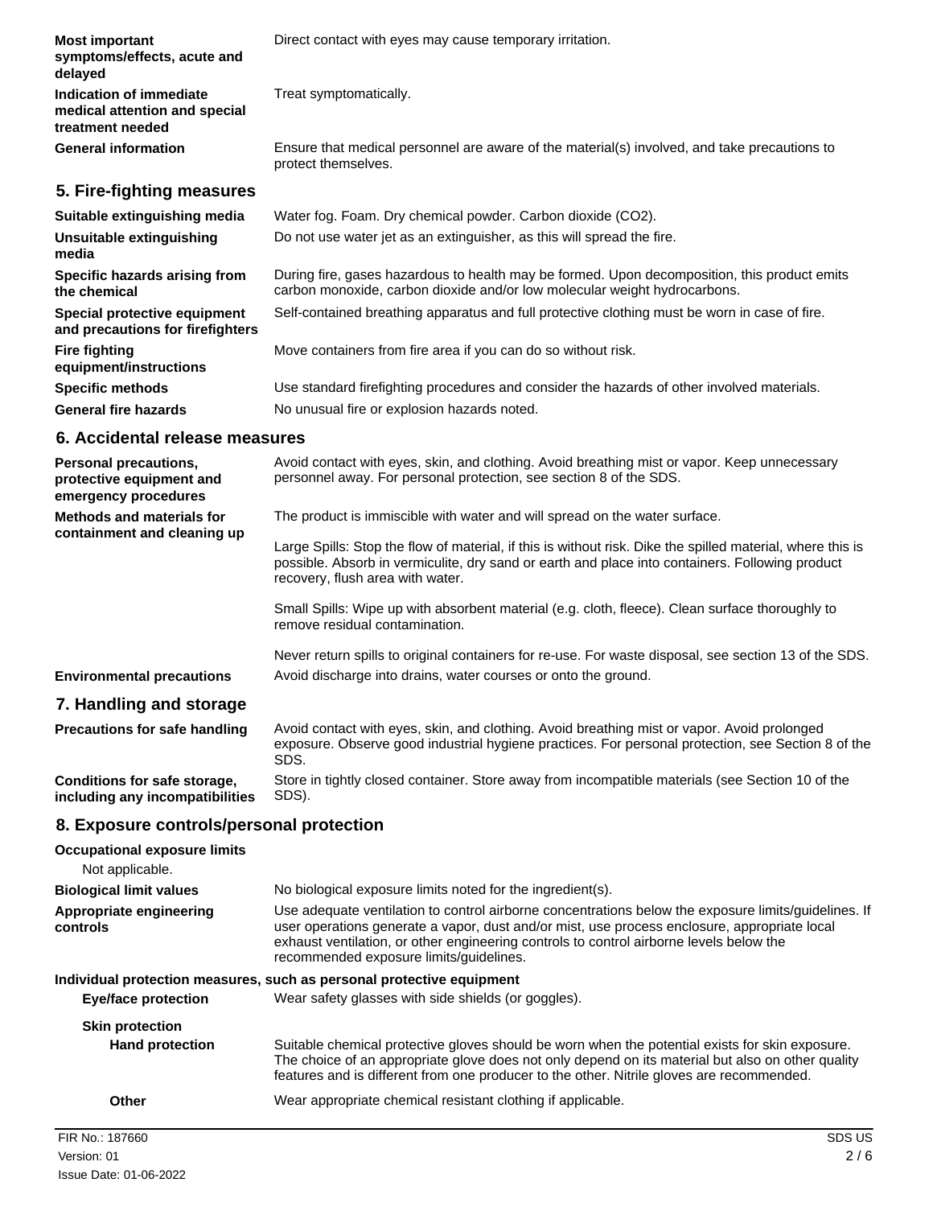| | |
|---|---|
| **Most important symptoms/effects, acute and delayed** | Direct contact with eyes may cause temporary irritation. |
| **Indication of immediate medical attention and special treatment needed** | Treat symptomatically. |
| **General information** | Ensure that medical personnel are aware of the material(s) involved, and take precautions to protect themselves. |

## 5. Fire-fighting measures

| | |
|---|---|
| **Suitable extinguishing media** | Water fog. Foam. Dry chemical powder. Carbon dioxide ($CO_2$). |
| **Unsuitable extinguishing media** | Do not use water jet as an extinguisher, as this will spread the fire. |
| **Specific hazards arising from the chemical** | During fire, gases hazardous to health may be formed. Upon decomposition, this product emits carbon monoxide, carbon dioxide and/or low molecular weight hydrocarbons. |
| **Special protective equipment and precautions for firefighters** | Self-contained breathing apparatus and full protective clothing must be worn in case of fire. |
| **Fire fighting equipment/instructions** | Move containers from fire area if you can do so without risk. |
| **Specific methods** | Use standard firefighting procedures and consider the hazards of other involved materials. |
| **General fire hazards** | No unusual fire or explosion hazards noted. |

## 6. Accidental release measures

**Personal precautions, protective equipment and emergency procedures**

Avoid contact with eyes, skin, and clothing. Avoid breathing mist or vapor. Keep unnecessary personnel away. For personal protection, see section 8 of the SDS.

**Methods and materials for containment and cleaning up**

The product is immiscible with water and will spread on the water surface.

Large Spills: Stop the flow of material, if this is without risk. Dike the spilled material, where this is possible. Absorb in vermiculite, dry sand or earth and place into containers. Following product recovery, flush area with water.

Small Spills: Wipe up with absorbent material (e.g. cloth, fleece). Clean surface thoroughly to remove residual contamination.

Never return spills to original containers for re-use. For waste disposal, see section 13 of the SDS.

**Environmental precautions**

Avoid discharge into drains, water courses or onto the ground.

## 7. Handling and storage

| | |
|---|---|
| **Precautions for safe handling** | Avoid contact with eyes, skin, and clothing. Avoid breathing mist or vapor. Avoid prolonged exposure. Observe good industrial hygiene practices. For personal protection, see Section 8 of the SDS. |
| **Conditions for safe storage, including any incompatibilities** | Store in tightly closed container. Store away from incompatible materials (see Section 10 of the SDS). |

## 8. Exposure controls/personal protection

**Occupational exposure limits**

Not applicable.

| | |
|---|---|
| **Biological limit values** | No biological exposure limits noted for the ingredient(s). |
| **Appropriate engineering controls** | Use adequate ventilation to control airborne concentrations below the exposure limits/guidelines. If user operations generate a vapor, dust and/or mist, use process enclosure, appropriate local exhaust ventilation, or other engineering controls to control airborne levels below the recommended exposure limits/guidelines. |

**Individual protection measures, such as personal protective equipment**

| | |
|---|---|
| **Eye/face protection** | Wear safety glasses with side shields (or goggles). |
| **Skin protection** | |
| **Hand protection** | Suitable chemical protective gloves should be worn when the potential exists for skin exposure. The choice of an appropriate glove does not only depend on its material but also on other quality features and is different from one producer to the other. Nitrile gloves are recommended. |
| **Other** | Wear appropriate chemical resistant clothing if applicable. |

FIR No.: 187660
Version: 01
Issue Date: 01-06-2022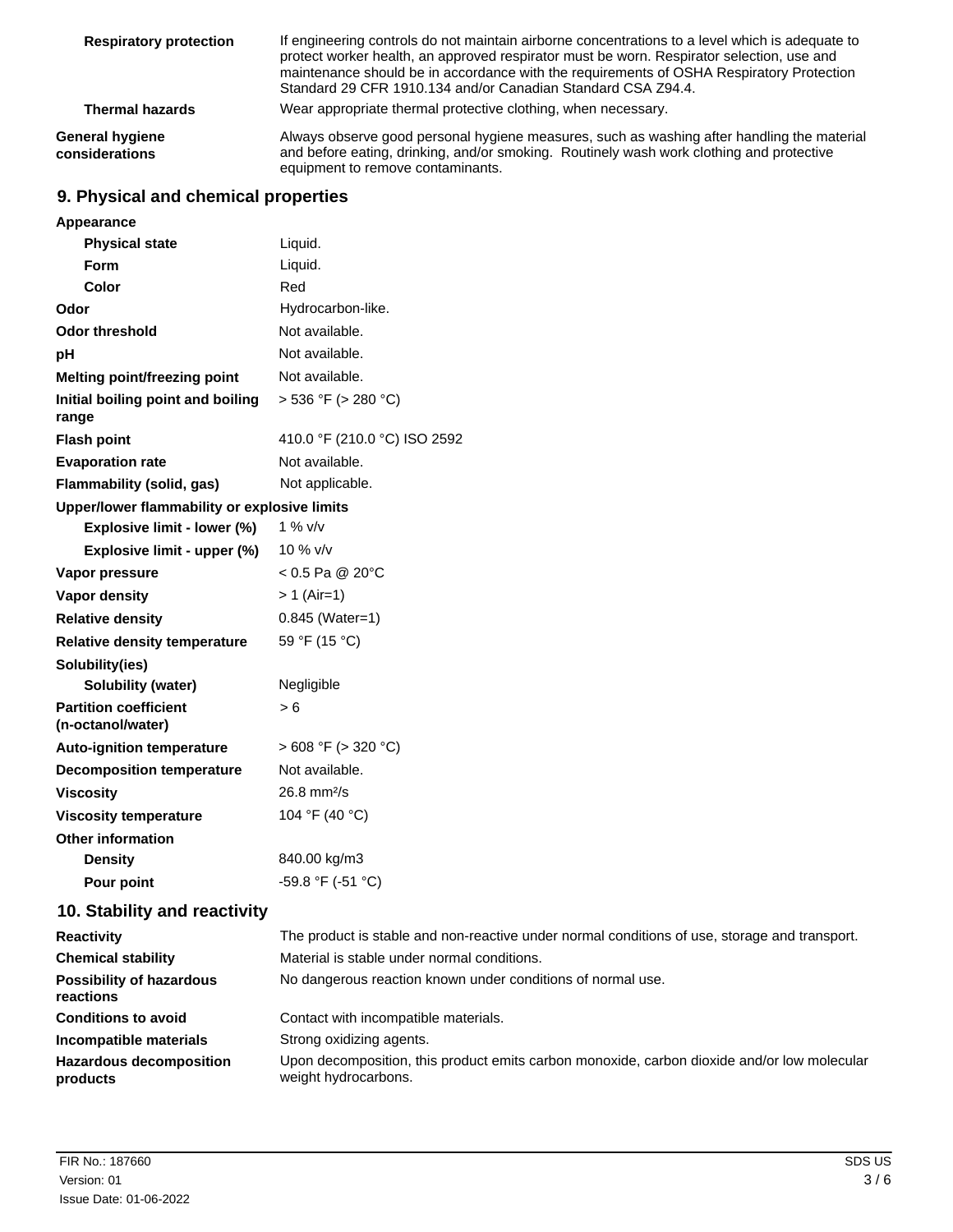| | |
|---|---|
| **Respiratory protection** | If engineering controls do not maintain airborne concentrations to a level which is adequate to protect worker health, an approved respirator must be worn. Respirator selection, use and maintenance should be in accordance with the requirements of OSHA Respiratory Protection Standard 29 CFR 1910.134 and/or Canadian Standard CSA Z94.4. |
| **Thermal hazards** | Wear appropriate thermal protective clothing, when necessary. |
| **General hygiene considerations** | Always observe good personal hygiene measures, such as washing after handling the material and before eating, drinking, and/or smoking. Routinely wash work clothing and protective equipment to remove contaminants. |

## 9. Physical and chemical properties

| | |
|---|---|
| **Appearance** | |
| **Physical state** | Liquid. |
| **Form** | Liquid. |
| **Color** | Red |
| **Odor** | Hydrocarbon-like. |
| **Odor threshold** | Not available. |
| **pH** | Not available. |
| **Melting point/freezing point** | Not available. |
| **Initial boiling point and boiling range** | > 536 °F (> 280 °C) |
| **Flash point** | 410.0 °F (210.0 °C) ISO 2592 |
| **Evaporation rate** | Not available. |
| **Flammability (solid, gas)** | Not applicable. |
| **Upper/lower flammability or explosive limits** | |
| **Explosive limit - lower (%)** | 1 % v/v |
| **Explosive limit - upper (%)** | 10 % v/v |
| **Vapor pressure** | < 0.5 Pa @ 20°C |
| **Vapor density** | > 1 (Air=1) |
| **Relative density** | 0.845 (Water=1) |
| **Relative density temperature** | 59 °F (15 °C) |
| **Solubility(ies)** | |
| **Solubility (water)** | Negligible |
| **Partition coefficient (n-octanol/water)** | > 6 |
| **Auto-ignition temperature** | > 608 °F (> 320 °C) |
| **Decomposition temperature** | Not available. |
| **Viscosity** | 26.8 $mm^2/s$ |
| **Viscosity temperature** | 104 °F (40 °C) |
| **Other information** | |
| **Density** | 840.00 kg/m3 |
| **Pour point** | -59.8 °F (-51 °C) |

## 10. Stability and reactivity

| | |
|---|---|
| **Reactivity** | The product is stable and non-reactive under normal conditions of use, storage and transport. |
| **Chemical stability** | Material is stable under normal conditions. |
| **Possibility of hazardous reactions** | No dangerous reaction known under conditions of normal use. |
| **Conditions to avoid** | Contact with incompatible materials. |
| **Incompatible materials** | Strong oxidizing agents. |
| **Hazardous decomposition products** | Upon decomposition, this product emits carbon monoxide, carbon dioxide and/or low molecular weight hydrocarbons. |

FIR No.: 187660
Version: 01
Issue Date: 01-06-2022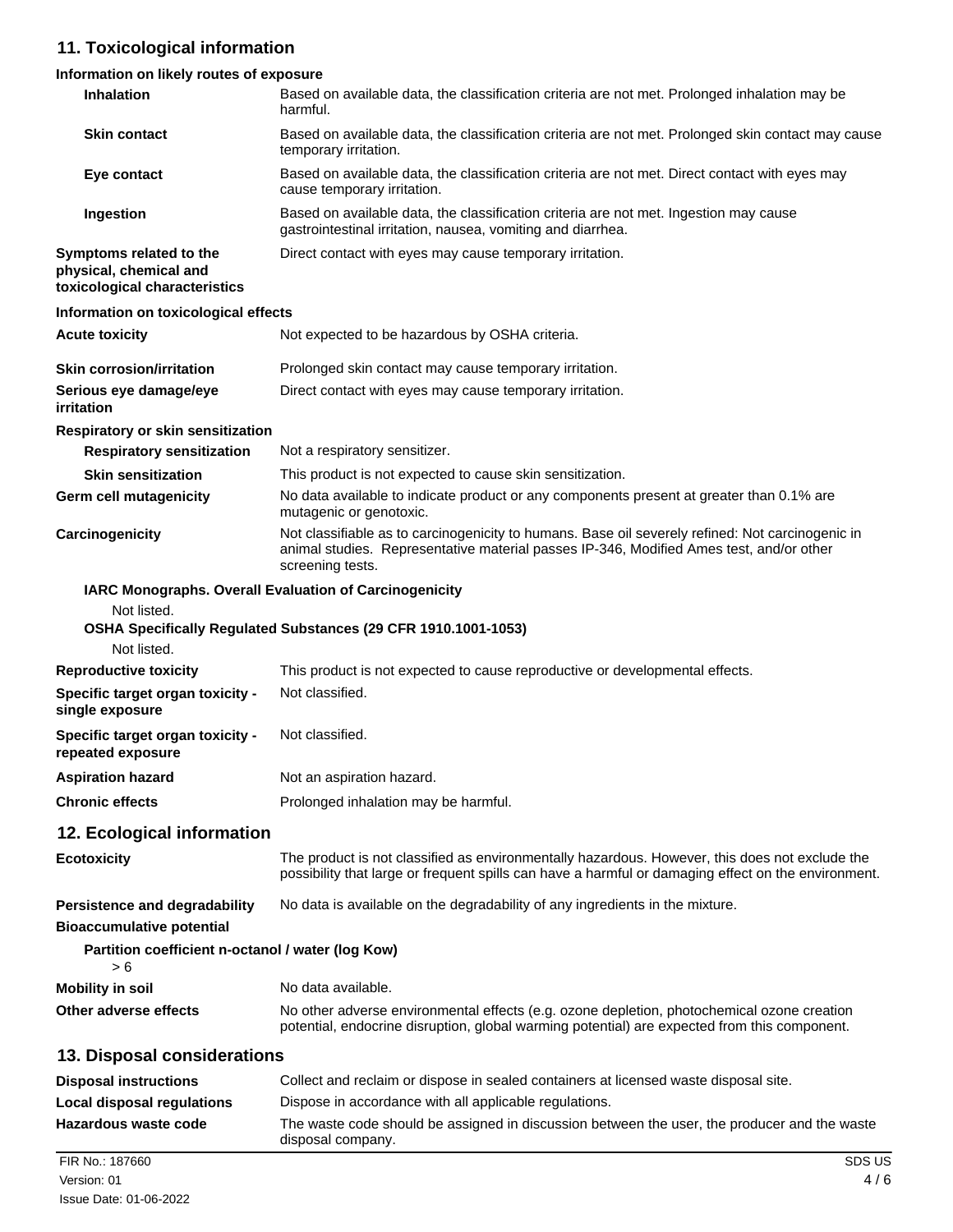## 11. Toxicological information

**Information on likely routes of exposure**

| | |
|---|---|
| **Inhalation** | Based on available data, the classification criteria are not met. Prolonged inhalation may be harmful. |
| **Skin contact** | Based on available data, the classification criteria are not met. Prolonged skin contact may cause temporary irritation. |
| **Eye contact** | Based on available data, the classification criteria are not met. Direct contact with eyes may cause temporary irritation. |
| **Ingestion** | Based on available data, the classification criteria are not met. Ingestion may cause gastrointestinal irritation, nausea, vomiting and diarrhea. |
| **Symptoms related to the physical, chemical and toxicological characteristics** | Direct contact with eyes may cause temporary irritation. |

**Information on toxicological effects**

| | |
|---|---|
| **Acute toxicity** | Not expected to be hazardous by OSHA criteria. |
| **Skin corrosion/irritation** | Prolonged skin contact may cause temporary irritation. |
| **Serious eye damage/eye irritation** | Direct contact with eyes may cause temporary irritation. |

**Respiratory or skin sensitization**

| | |
|---|---|
| **Respiratory sensitization** | Not a respiratory sensitizer. |
| **Skin sensitization** | This product is not expected to cause skin sensitization. |
| **Germ cell mutagenicity** | No data available to indicate product or any components present at greater than 0.1% are mutagenic or genotoxic. |
| **Carcinogenicity** | Not classifiable as to carcinogenicity to humans. Base oil severely refined: Not carcinogenic in animal studies. Representative material passes IP-346, Modified Ames test, and/or other screening tests. |

**IARC Monographs. Overall Evaluation of Carcinogenicity**

Not listed.

**OSHA Specifically Regulated Substances (29 CFR 1910.1001-1053)**

Not listed.

| | |
|---|---|
| **Reproductive toxicity** | This product is not expected to cause reproductive or developmental effects. |
| **Specific target organ toxicity - single exposure** | Not classified. |
| **Specific target organ toxicity - repeated exposure** | Not classified. |
| **Aspiration hazard** | Not an aspiration hazard. |
| **Chronic effects** | Prolonged inhalation may be harmful. |

## 12. Ecological information

| | |
|---|---|
| **Ecotoxicity** | The product is not classified as environmentally hazardous. However, this does not exclude the possibility that large or frequent spills can have a harmful or damaging effect on the environment. |
| **Persistence and degradability** | No data is available on the degradability of any ingredients in the mixture. |

**Bioaccumulative potential**

**Partition coefficient n-octanol / water (log Kow)**

> 6

| | |
|---|---|
| **Mobility in soil** | No data available. |
| **Other adverse effects** | No other adverse environmental effects (e.g. ozone depletion, photochemical ozone creation potential, endocrine disruption, global warming potential) are expected from this component. |

## 13. Disposal considerations

| | |
|---|---|
| **Disposal instructions** | Collect and reclaim or dispose in sealed containers at licensed waste disposal site. |
| **Local disposal regulations** | Dispose in accordance with all applicable regulations. |
| **Hazardous waste code** | The waste code should be assigned in discussion between the user, the producer and the waste disposal company. |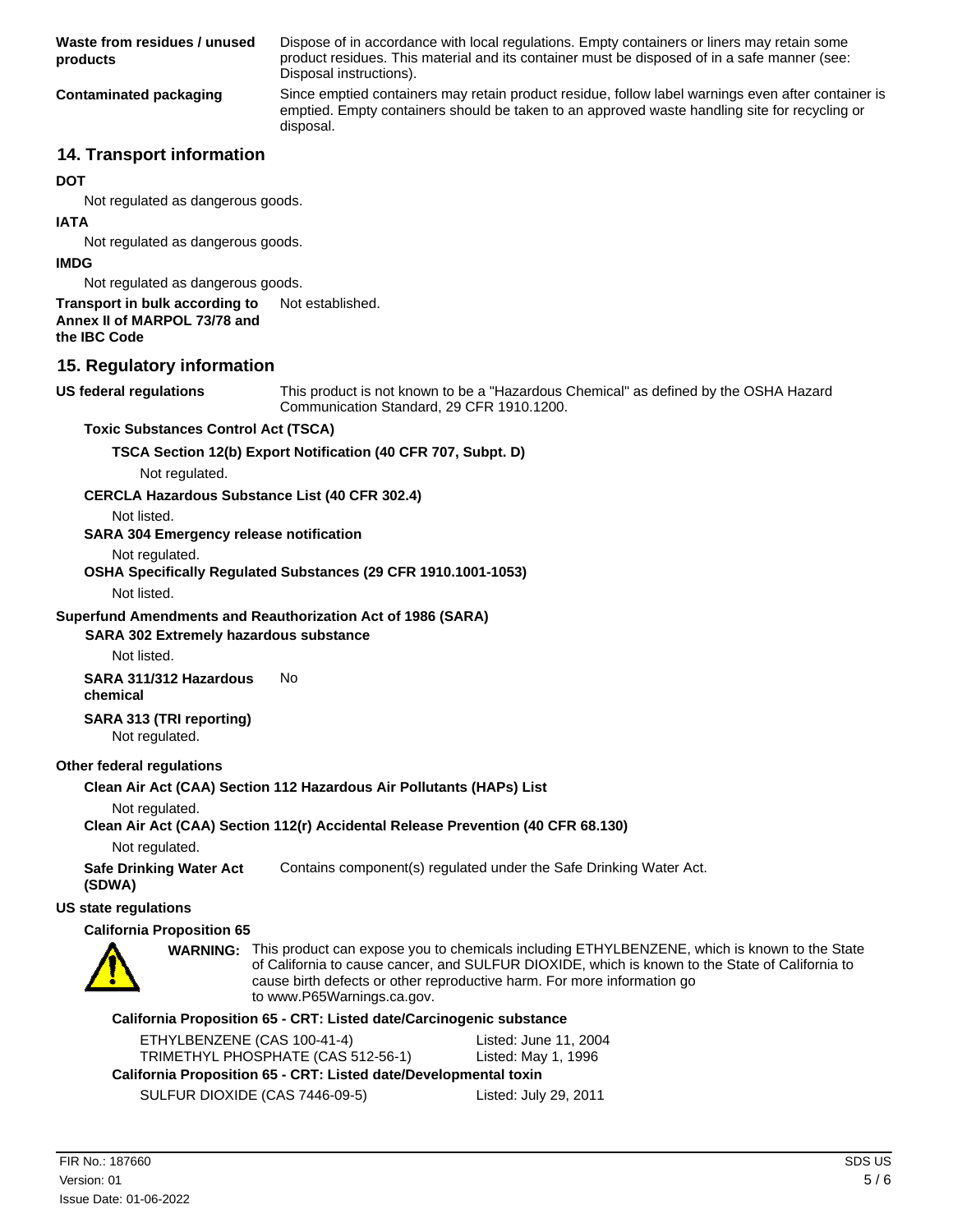**Waste from residues / unused products**
Dispose of in accordance with local regulations. Empty containers or liners may retain some product residues. This material and its container must be disposed of in a safe manner (see: Disposal instructions).

**Contaminated packaging**
Since emptied containers may retain product residue, follow label warnings even after container is emptied. Empty containers should be taken to an approved waste handling site for recycling or disposal.

## 14. Transport information

**DOT**

Not regulated as dangerous goods.

**IATA**

Not regulated as dangerous goods.

**IMDG**

Not regulated as dangerous goods.

**Transport in bulk according to Annex II of MARPOL 73/78 and the IBC Code**
Not established.

## 15. Regulatory information

**US federal regulations**
This product is not known to be a "Hazardous Chemical" as defined by the OSHA Hazard Communication Standard, 29 CFR 1910.1200.

**Toxic Substances Control Act (TSCA)**

**TSCA Section 12(b) Export Notification (40 CFR 707, Subpt. D)**

Not regulated.

**CERCLA Hazardous Substance List (40 CFR 302.4)**

Not listed.

**SARA 304 Emergency release notification**

Not regulated.

**OSHA Specifically Regulated Substances (29 CFR 1910.1001-1053)**

Not listed.

**Superfund Amendments and Reauthorization Act of 1986 (SARA)**

**SARA 302 Extremely hazardous substance**

Not listed.

**SARA 311/312 Hazardous chemical**
No

**SARA 313 (TRI reporting)**

Not regulated.

**Other federal regulations**

**Clean Air Act (CAA) Section 112 Hazardous Air Pollutants (HAPs) List**

Not regulated.

**Clean Air Act (CAA) Section 112(r) Accidental Release Prevention (40 CFR 68.130)**

Not regulated.

**Safe Drinking Water Act (SDWA)**
Contains component(s) regulated under the Safe Drinking Water Act.

**US state regulations**

**California Proposition 65**

**WARNING:** This product can expose you to chemicals including ETHYLBENZENE, which is known to the State of California to cause cancer, and SULFUR DIOXIDE, which is known to the State of California to cause birth defects or other reproductive harm. For more information go to www.P65Warnings.ca.gov.

**California Proposition 65 - CRT: Listed date/Carcinogenic substance**

| | |
|---|---|
| ETHYLBENZENE (CAS 100-41-4) | Listed: June 11, 2004 |
| TRIMETHYL PHOSPHATE (CAS 512-56-1) | Listed: May 1, 1996 |

**California Proposition 65 - CRT: Listed date/Developmental toxin**

| | |
|---|---|
| SULFUR DIOXIDE (CAS 7446-09-5) | Listed: July 29, 2011 |

FIR No.: 187660
Version: 01
Issue Date: 01-06-2022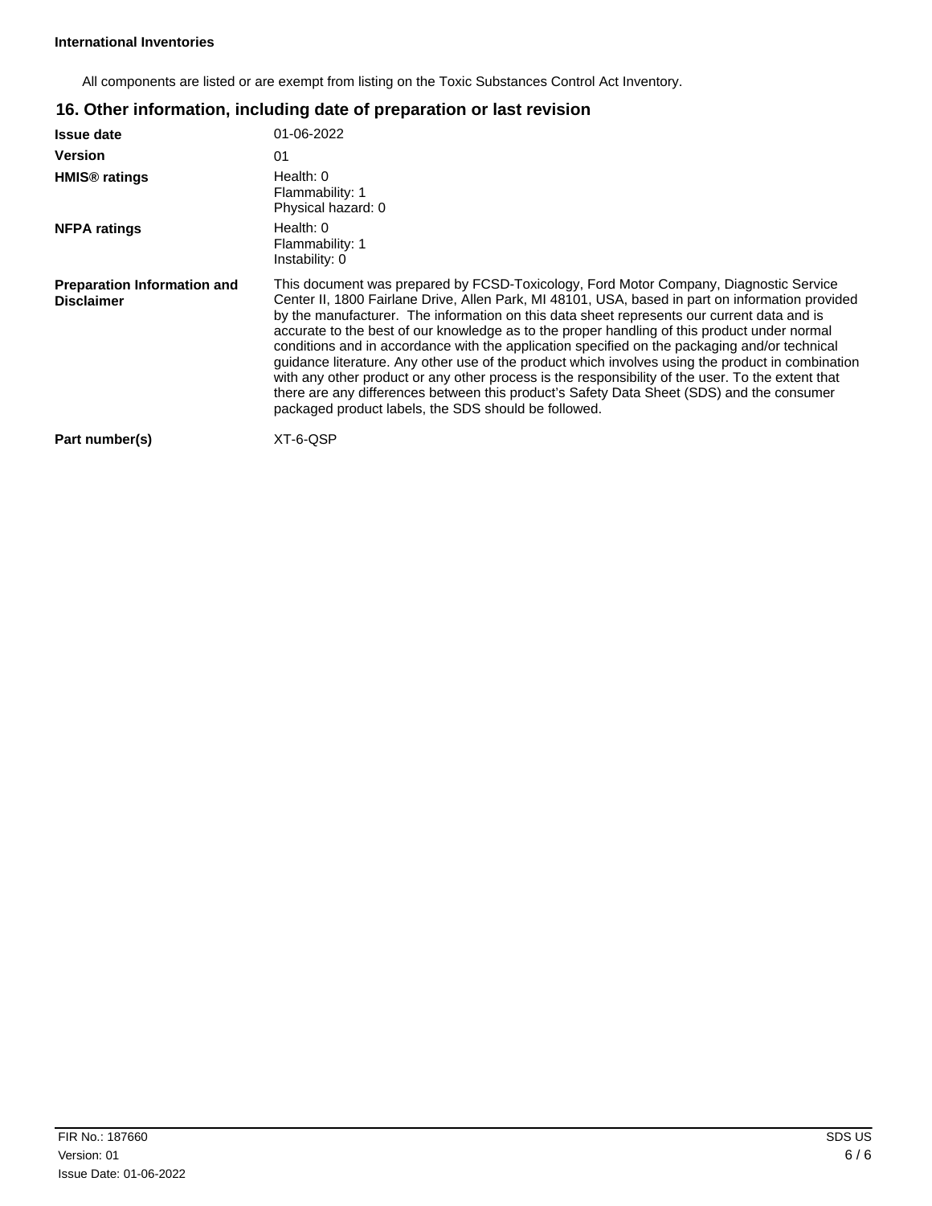**International Inventories**

All components are listed or are exempt from listing on the Toxic Substances Control Act Inventory.

## 16. Other information, including date of preparation or last revision

| | |
|---|---|
| **Issue date** | 01-06-2022 |
| **Version** | 01 |
| **HMIS® ratings** | Health: 0<br>Flammability: 1<br>Physical hazard: 0 |
| **NFPA ratings** | Health: 0<br>Flammability: 1<br>Instability: 0 |
| **Preparation Information and Disclaimer** | This document was prepared by FCSD-Toxicology, Ford Motor Company, Diagnostic Service Center II, 1800 Fairlane Drive, Allen Park, MI 48101, USA, based in part on information provided by the manufacturer. The information on this data sheet represents our current data and is accurate to the best of our knowledge as to the proper handling of this product under normal conditions and in accordance with the application specified on the packaging and/or technical guidance literature. Any other use of the product which involves using the product in combination with any other product or any other process is the responsibility of the user. To the extent that there are any differences between this product's Safety Data Sheet (SDS) and the consumer packaged product labels, the SDS should be followed. |
| **Part number(s)** | XT-6-QSP |